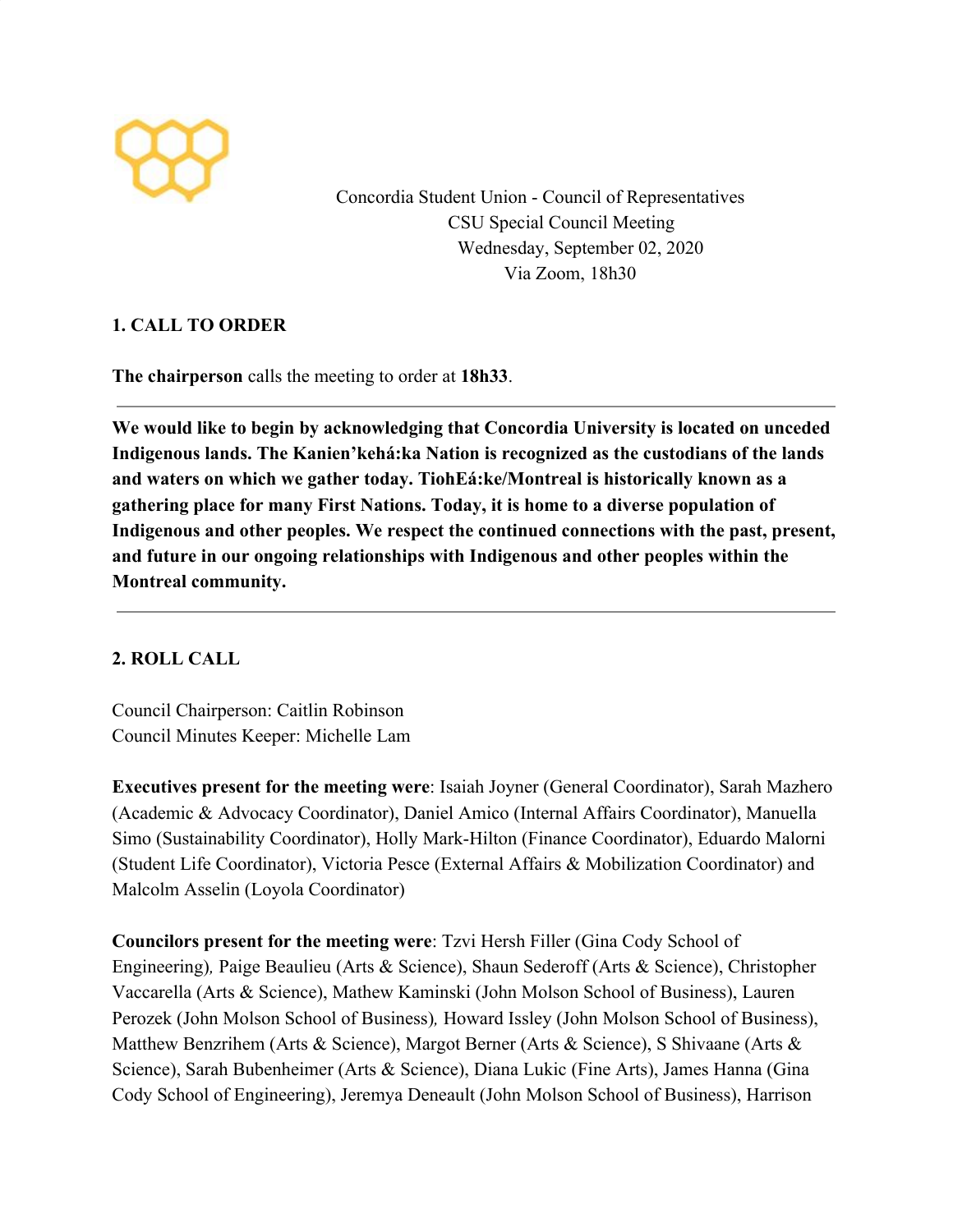Concordia Student Union - Council of Representatives
CSU Special Council Meeting
Wednesday, September 02, 2020
Via Zoom, 18h30

## 1. CALL TO ORDER

**The chairperson** calls the meeting to order at **18h33**.

---

**We would like to begin by acknowledging that Concordia University is located on unceded Indigenous lands. The Kanien'kehá:ka Nation is recognized as the custodians of the lands and waters on which we gather today. TiohEá:ke/Montreal is historically known as a gathering place for many First Nations. Today, it is home to a diverse population of Indigenous and other peoples. We respect the continued connections with the past, present, and future in our ongoing relationships with Indigenous and other peoples within the Montreal community.**

---

## 2. ROLL CALL

Council Chairperson: Caitlin Robinson
Council Minutes Keeper: Michelle Lam

**Executives present for the meeting were**: Isaiah Joyner (General Coordinator), Sarah Mazhero (Academic & Advocacy Coordinator), Daniel Amico (Internal Affairs Coordinator), Manuella Simo (Sustainability Coordinator), Holly Mark-Hilton (Finance Coordinator), Eduardo Malorni (Student Life Coordinator), Victoria Pesce (External Affairs & Mobilization Coordinator) and Malcolm Asselin (Loyola Coordinator)

**Councilors present for the meeting were**: Tzvi Hersh Filler (Gina Cody School of Engineering), Paige Beaulieu (Arts & Science), Shaun Sederoff (Arts & Science), Christopher Vaccarella (Arts & Science), Mathew Kaminski (John Molson School of Business), Lauren Perozek (John Molson School of Business), Howard Issley (John Molson School of Business), Matthew Benzrihem (Arts & Science), Margot Berner (Arts & Science), S Shivaane (Arts & Science), Sarah Bubenheimer (Arts & Science), Diana Lukic (Fine Arts), James Hanna (Gina Cody School of Engineering), Jeremya Deneault (John Molson School of Business), Harrison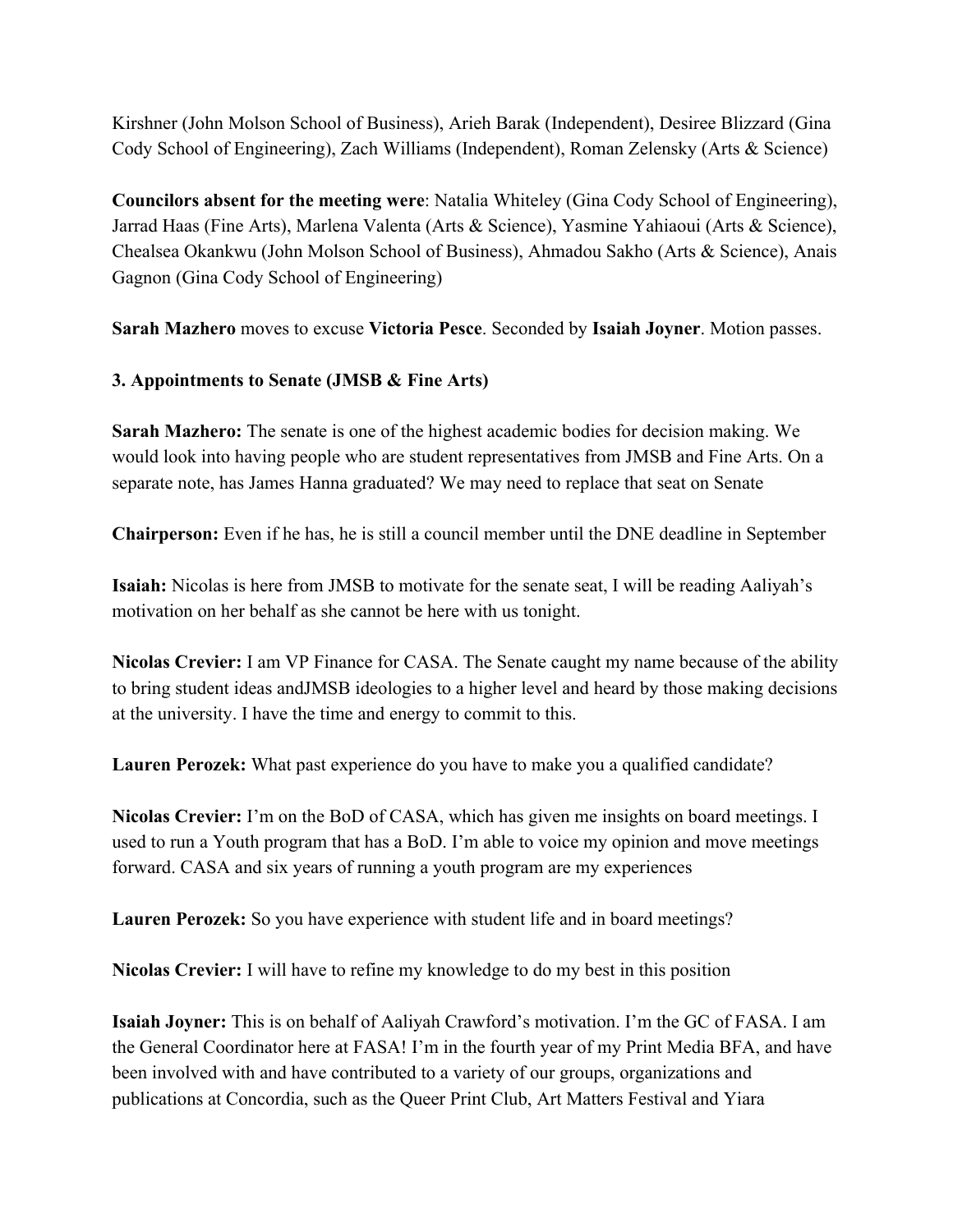Kirshner (John Molson School of Business), Arieh Barak (Independent), Desiree Blizzard (Gina Cody School of Engineering), Zach Williams (Independent), Roman Zelensky (Arts & Science)

**Councilors absent for the meeting were**: Natalia Whiteley (Gina Cody School of Engineering), Jarrad Haas (Fine Arts), Marlena Valenta (Arts & Science), Yasmine Yahiaoui (Arts & Science), Chealsea Okankwu (John Molson School of Business), Ahmadou Sakho (Arts & Science), Anais Gagnon (Gina Cody School of Engineering)

**Sarah Mazhero** moves to excuse **Victoria Pesce**. Seconded by **Isaiah Joyner**. Motion passes.

**3. Appointments to Senate (JMSB & Fine Arts)**

**Sarah Mazhero:** The senate is one of the highest academic bodies for decision making. We would look into having people who are student representatives from JMSB and Fine Arts. On a separate note, has James Hanna graduated? We may need to replace that seat on Senate

**Chairperson:** Even if he has, he is still a council member until the DNE deadline in September

**Isaiah:** Nicolas is here from JMSB to motivate for the senate seat, I will be reading Aaliyah's motivation on her behalf as she cannot be here with us tonight.

**Nicolas Crevier:** I am VP Finance for CASA. The Senate caught my name because of the ability to bring student ideas andJMSB ideologies to a higher level and heard by those making decisions at the university. I have the time and energy to commit to this.

**Lauren Perozek:** What past experience do you have to make you a qualified candidate?

**Nicolas Crevier:** I'm on the BoD of CASA, which has given me insights on board meetings. I used to run a Youth program that has a BoD. I'm able to voice my opinion and move meetings forward. CASA and six years of running a youth program are my experiences

**Lauren Perozek:** So you have experience with student life and in board meetings?

**Nicolas Crevier:** I will have to refine my knowledge to do my best in this position

**Isaiah Joyner:** This is on behalf of Aaliyah Crawford's motivation. I'm the GC of FASA. I am the General Coordinator here at FASA! I'm in the fourth year of my Print Media BFA, and have been involved with and have contributed to a variety of our groups, organizations and publications at Concordia, such as the Queer Print Club, Art Matters Festival and Yiara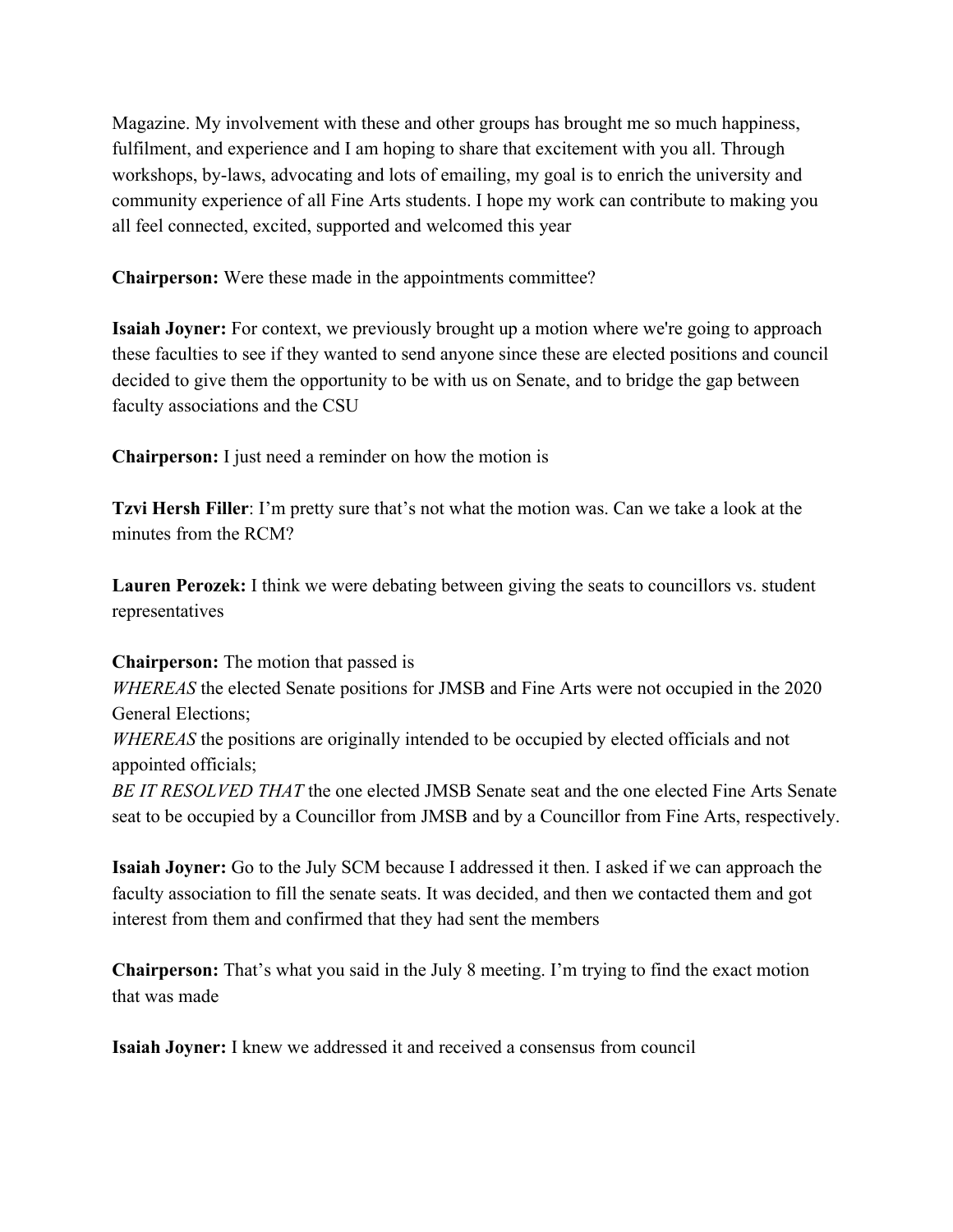Magazine. My involvement with these and other groups has brought me so much happiness, fulfilment, and experience and I am hoping to share that excitement with you all. Through workshops, by-laws, advocating and lots of emailing, my goal is to enrich the university and community experience of all Fine Arts students. I hope my work can contribute to making you all feel connected, excited, supported and welcomed this year

**Chairperson:** Were these made in the appointments committee?

**Isaiah Joyner:** For context, we previously brought up a motion where we're going to approach these faculties to see if they wanted to send anyone since these are elected positions and council decided to give them the opportunity to be with us on Senate, and to bridge the gap between faculty associations and the CSU

**Chairperson:** I just need a reminder on how the motion is

**Tzvi Hersh Filler**: I'm pretty sure that's not what the motion was. Can we take a look at the minutes from the RCM?

**Lauren Perozek:** I think we were debating between giving the seats to councillors vs. student representatives

**Chairperson:** The motion that passed is

*WHEREAS* the elected Senate positions for JMSB and Fine Arts were not occupied in the 2020 General Elections;

*WHEREAS* the positions are originally intended to be occupied by elected officials and not appointed officials;

*BE IT RESOLVED THAT* the one elected JMSB Senate seat and the one elected Fine Arts Senate seat to be occupied by a Councillor from JMSB and by a Councillor from Fine Arts, respectively.

**Isaiah Joyner:** Go to the July SCM because I addressed it then. I asked if we can approach the faculty association to fill the senate seats. It was decided, and then we contacted them and got interest from them and confirmed that they had sent the members

**Chairperson:** That's what you said in the July 8 meeting. I'm trying to find the exact motion that was made

**Isaiah Joyner:** I knew we addressed it and received a consensus from council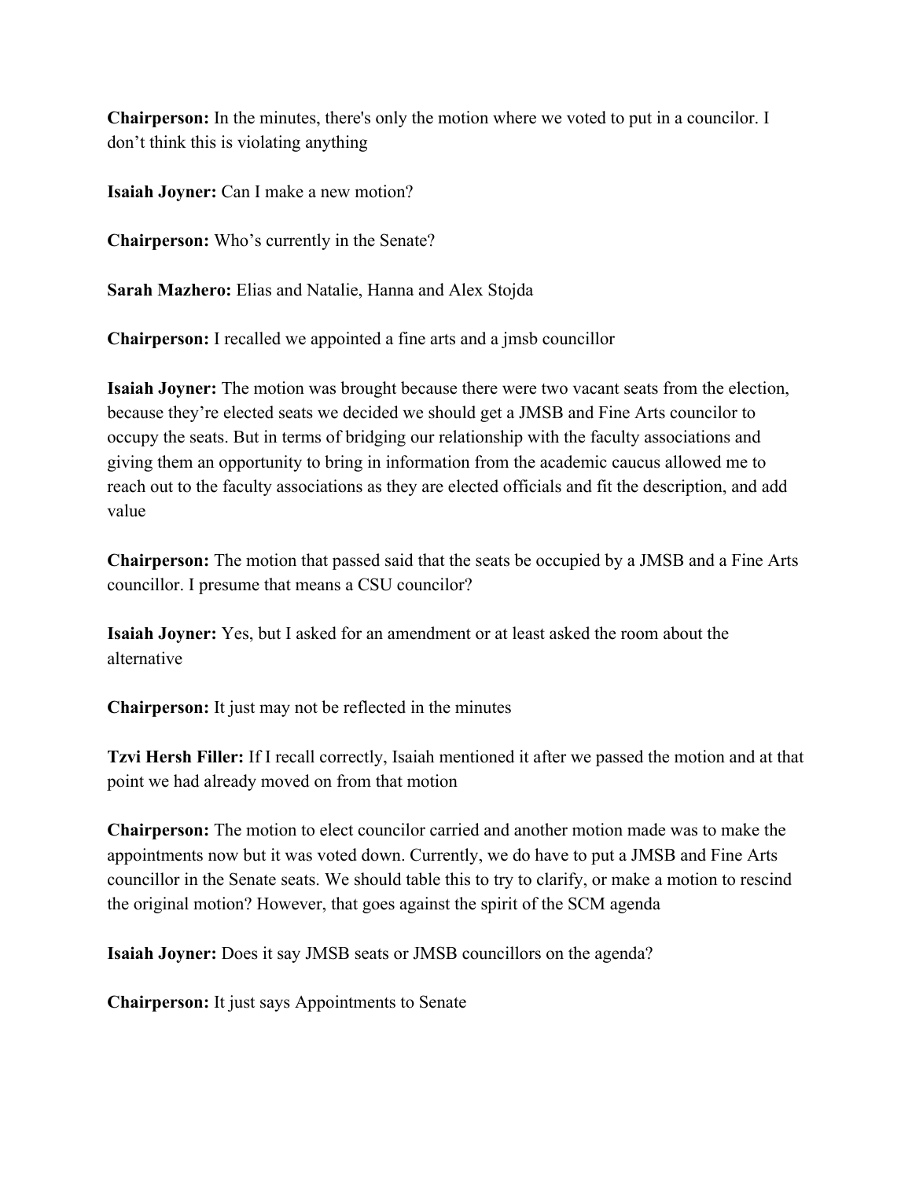**Chairperson:** In the minutes, there's only the motion where we voted to put in a councilor. I don't think this is violating anything

**Isaiah Joyner:** Can I make a new motion?

**Chairperson:** Who's currently in the Senate?

**Sarah Mazhero:** Elias and Natalie, Hanna and Alex Stojda

**Chairperson:** I recalled we appointed a fine arts and a jmsb councillor

**Isaiah Joyner:** The motion was brought because there were two vacant seats from the election, because they're elected seats we decided we should get a JMSB and Fine Arts councilor to occupy the seats. But in terms of bridging our relationship with the faculty associations and giving them an opportunity to bring in information from the academic caucus allowed me to reach out to the faculty associations as they are elected officials and fit the description, and add value

**Chairperson:** The motion that passed said that the seats be occupied by a JMSB and a Fine Arts councillor. I presume that means a CSU councilor?

**Isaiah Joyner:** Yes, but I asked for an amendment or at least asked the room about the alternative

**Chairperson:** It just may not be reflected in the minutes

**Tzvi Hersh Filler:** If I recall correctly, Isaiah mentioned it after we passed the motion and at that point we had already moved on from that motion

**Chairperson:** The motion to elect councilor carried and another motion made was to make the appointments now but it was voted down. Currently, we do have to put a JMSB and Fine Arts councillor in the Senate seats. We should table this to try to clarify, or make a motion to rescind the original motion? However, that goes against the spirit of the SCM agenda

**Isaiah Joyner:** Does it say JMSB seats or JMSB councillors on the agenda?

**Chairperson:** It just says Appointments to Senate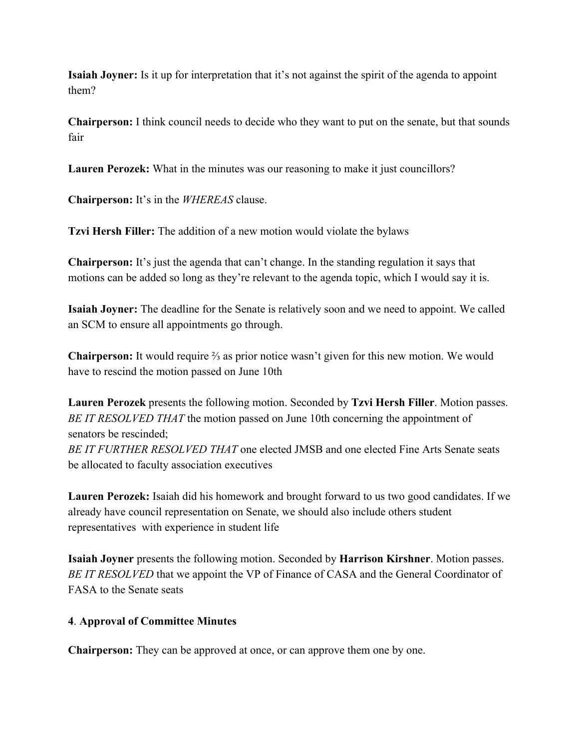**Isaiah Joyner:** Is it up for interpretation that it's not against the spirit of the agenda to appoint them?

**Chairperson:** I think council needs to decide who they want to put on the senate, but that sounds fair

**Lauren Perozek:** What in the minutes was our reasoning to make it just councillors?

**Chairperson:** It's in the *WHEREAS* clause.

**Tzvi Hersh Filler:** The addition of a new motion would violate the bylaws

**Chairperson:** It's just the agenda that can't change. In the standing regulation it says that motions can be added so long as they're relevant to the agenda topic, which I would say it is.

**Isaiah Joyner:** The deadline for the Senate is relatively soon and we need to appoint. We called an SCM to ensure all appointments go through.

**Chairperson:** It would require ⅔ as prior notice wasn't given for this new motion. We would have to rescind the motion passed on June 10th

**Lauren Perozek** presents the following motion. Seconded by **Tzvi Hersh Filler**. Motion passes.
*BE IT RESOLVED THAT* the motion passed on June 10th concerning the appointment of senators be rescinded;
*BE IT FURTHER RESOLVED THAT* one elected JMSB and one elected Fine Arts Senate seats be allocated to faculty association executives

**Lauren Perozek:** Isaiah did his homework and brought forward to us two good candidates. If we already have council representation on Senate, we should also include others student representatives with experience in student life

**Isaiah Joyner** presents the following motion. Seconded by **Harrison Kirshner**. Motion passes.
*BE IT RESOLVED* that we appoint the VP of Finance of CASA and the General Coordinator of FASA to the Senate seats

**4**. **Approval of Committee Minutes**

**Chairperson:** They can be approved at once, or can approve them one by one.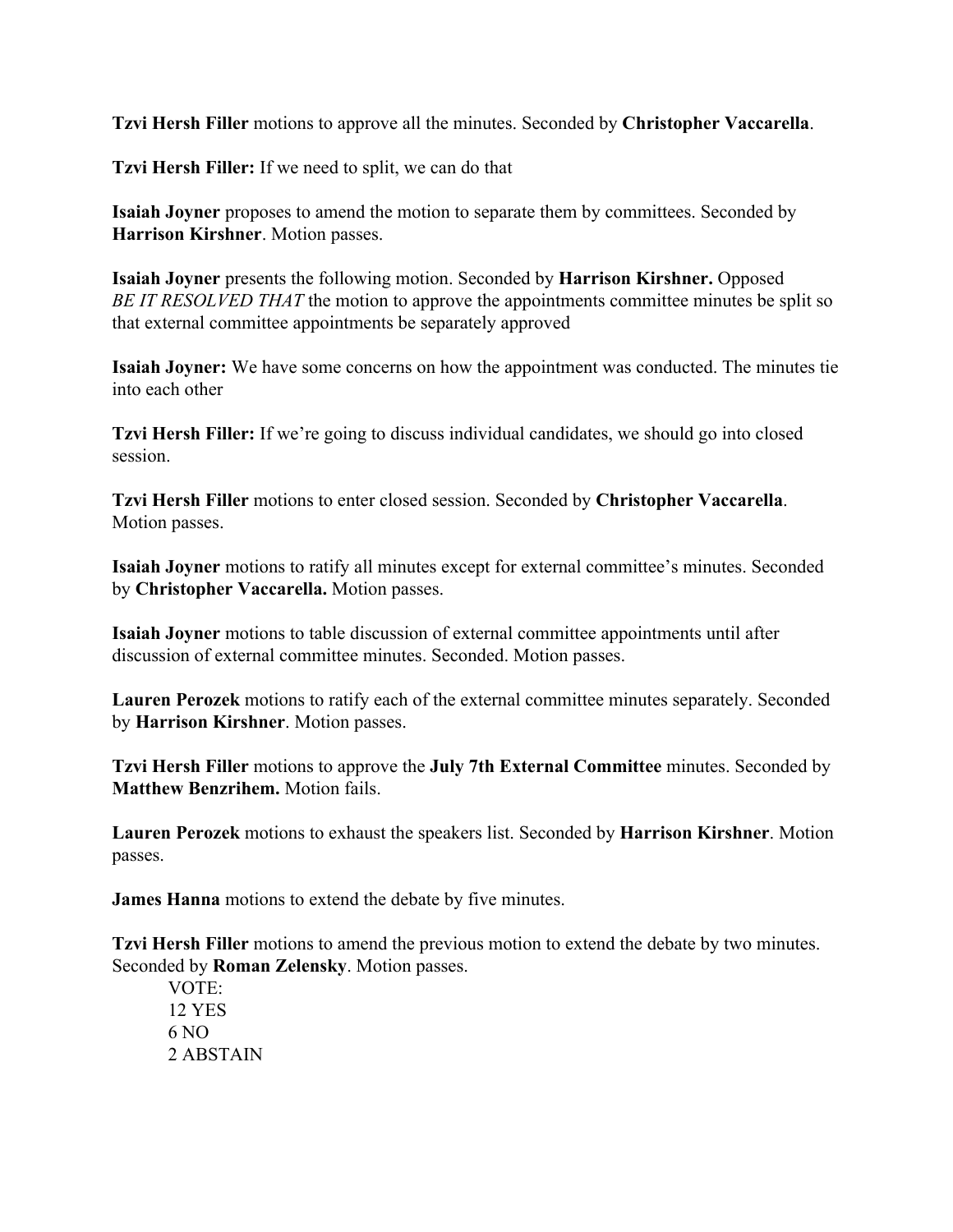**Tzvi Hersh Filler** motions to approve all the minutes. Seconded by **Christopher Vaccarella**.

**Tzvi Hersh Filler:** If we need to split, we can do that

**Isaiah Joyner** proposes to amend the motion to separate them by committees. Seconded by **Harrison Kirshner**. Motion passes.

**Isaiah Joyner** presents the following motion. Seconded by **Harrison Kirshner.** Opposed
*BE IT RESOLVED THAT* the motion to approve the appointments committee minutes be split so that external committee appointments be separately approved

**Isaiah Joyner:** We have some concerns on how the appointment was conducted. The minutes tie into each other

**Tzvi Hersh Filler:** If we're going to discuss individual candidates, we should go into closed session.

**Tzvi Hersh Filler** motions to enter closed session. Seconded by **Christopher Vaccarella**. Motion passes.

**Isaiah Joyner** motions to ratify all minutes except for external committee's minutes. Seconded by **Christopher Vaccarella.** Motion passes.

**Isaiah Joyner** motions to table discussion of external committee appointments until after discussion of external committee minutes. Seconded. Motion passes.

**Lauren Perozek** motions to ratify each of the external committee minutes separately. Seconded by **Harrison Kirshner**. Motion passes.

**Tzvi Hersh Filler** motions to approve the **July 7th External Committee** minutes. Seconded by **Matthew Benzrihem.** Motion fails.

**Lauren Perozek** motions to exhaust the speakers list. Seconded by **Harrison Kirshner**. Motion passes.

**James Hanna** motions to extend the debate by five minutes.

**Tzvi Hersh Filler** motions to amend the previous motion to extend the debate by two minutes. Seconded by **Roman Zelensky**. Motion passes.

VOTE:
12 YES
6 NO
2 ABSTAIN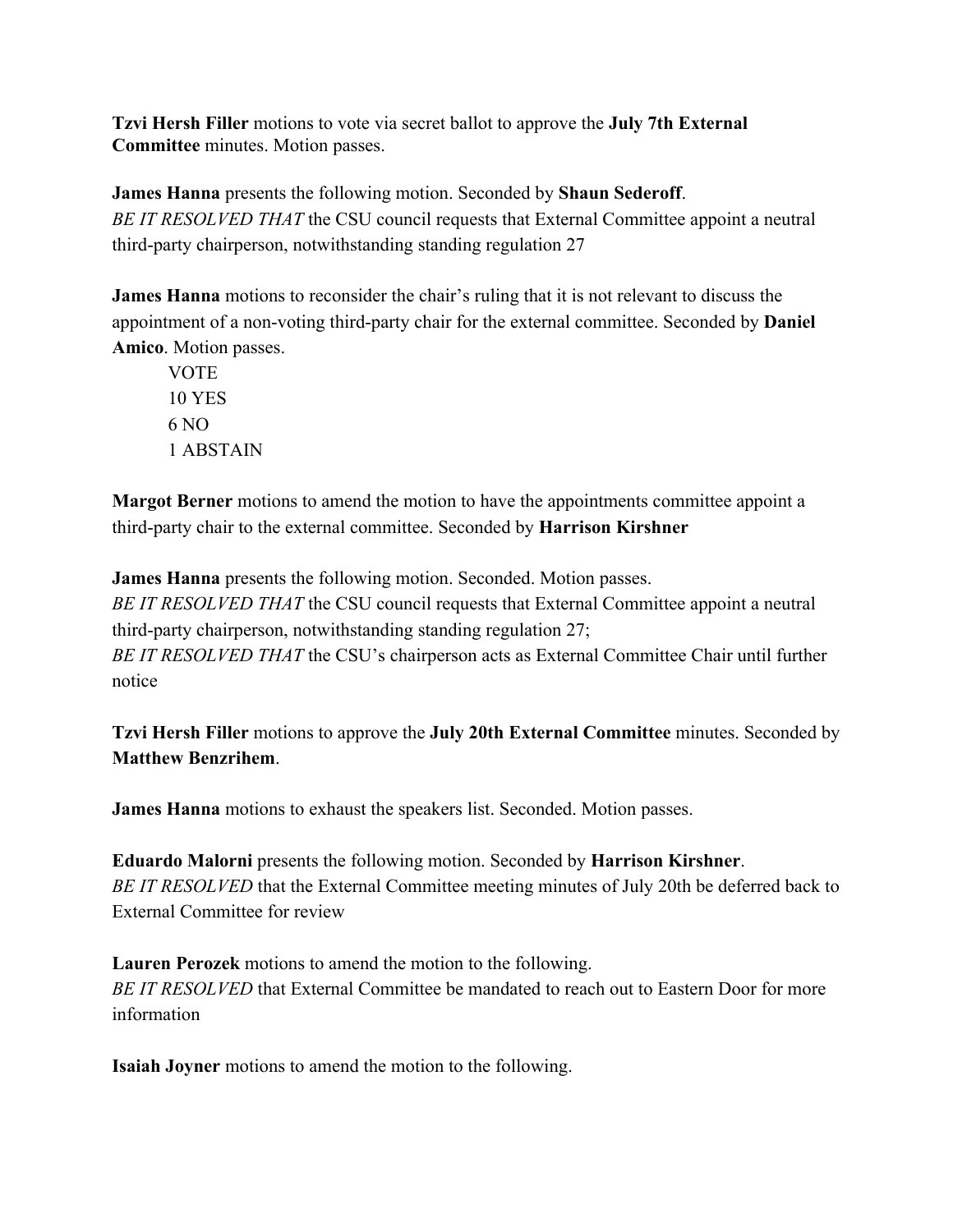**Tzvi Hersh Filler** motions to vote via secret ballot to approve the **July 7th External Committee** minutes. Motion passes.

**James Hanna** presents the following motion. Seconded by **Shaun Sederoff**.
*BE IT RESOLVED THAT* the CSU council requests that External Committee appoint a neutral third-party chairperson, notwithstanding standing regulation 27

**James Hanna** motions to reconsider the chair's ruling that it is not relevant to discuss the appointment of a non-voting third-party chair for the external committee. Seconded by **Daniel Amico**. Motion passes.

VOTE
10 YES
6 NO
1 ABSTAIN

**Margot Berner** motions to amend the motion to have the appointments committee appoint a third-party chair to the external committee. Seconded by **Harrison Kirshner**

**James Hanna** presents the following motion. Seconded. Motion passes.
*BE IT RESOLVED THAT* the CSU council requests that External Committee appoint a neutral third-party chairperson, notwithstanding standing regulation 27;
*BE IT RESOLVED THAT* the CSU's chairperson acts as External Committee Chair until further notice

**Tzvi Hersh Filler** motions to approve the **July 20th External Committee** minutes. Seconded by **Matthew Benzrihem**.

**James Hanna** motions to exhaust the speakers list. Seconded. Motion passes.

**Eduardo Malorni** presents the following motion. Seconded by **Harrison Kirshner**.
*BE IT RESOLVED* that the External Committee meeting minutes of July 20th be deferred back to External Committee for review

**Lauren Perozek** motions to amend the motion to the following.
*BE IT RESOLVED* that External Committee be mandated to reach out to Eastern Door for more information

**Isaiah Joyner** motions to amend the motion to the following.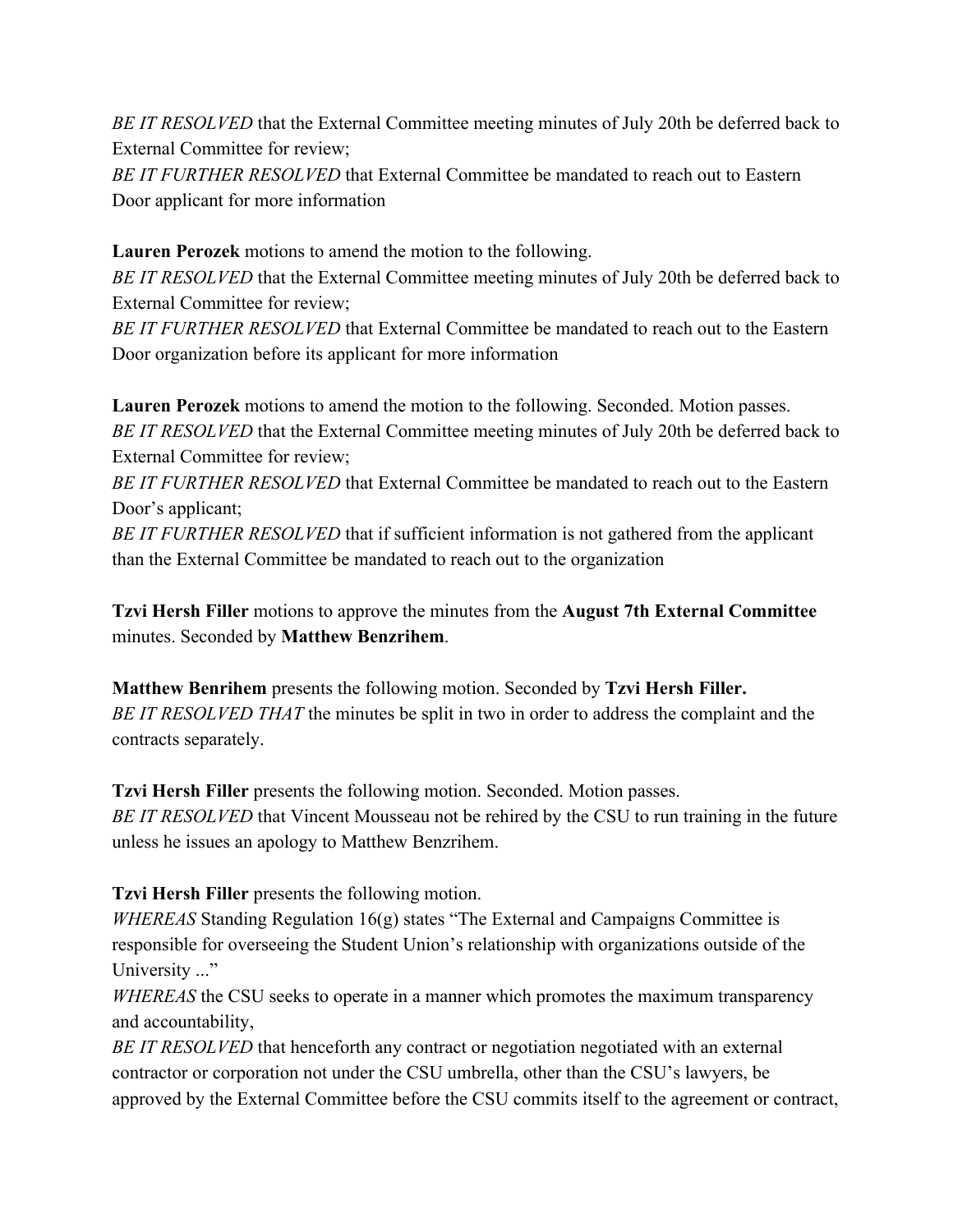*BE IT RESOLVED* that the External Committee meeting minutes of July 20th be deferred back to External Committee for review;
*BE IT FURTHER RESOLVED* that External Committee be mandated to reach out to Eastern Door applicant for more information

**Lauren Perozek** motions to amend the motion to the following.
*BE IT RESOLVED* that the External Committee meeting minutes of July 20th be deferred back to External Committee for review;
*BE IT FURTHER RESOLVED* that External Committee be mandated to reach out to the Eastern Door organization before its applicant for more information

**Lauren Perozek** motions to amend the motion to the following. Seconded. Motion passes.
*BE IT RESOLVED* that the External Committee meeting minutes of July 20th be deferred back to External Committee for review;
*BE IT FURTHER RESOLVED* that External Committee be mandated to reach out to the Eastern Door's applicant;
*BE IT FURTHER RESOLVED* that if sufficient information is not gathered from the applicant than the External Committee be mandated to reach out to the organization

**Tzvi Hersh Filler** motions to approve the minutes from the **August 7th External Committee** minutes. Seconded by **Matthew Benzrihem**.

**Matthew Benrihem** presents the following motion. Seconded by **Tzvi Hersh Filler.**
*BE IT RESOLVED THAT* the minutes be split in two in order to address the complaint and the contracts separately.

**Tzvi Hersh Filler** presents the following motion. Seconded. Motion passes.
*BE IT RESOLVED* that Vincent Mousseau not be rehired by the CSU to run training in the future unless he issues an apology to Matthew Benzrihem.

**Tzvi Hersh Filler** presents the following motion.
*WHEREAS* Standing Regulation 16(g) states "The External and Campaigns Committee is responsible for overseeing the Student Union's relationship with organizations outside of the University ..."
*WHEREAS* the CSU seeks to operate in a manner which promotes the maximum transparency and accountability,
*BE IT RESOLVED* that henceforth any contract or negotiation negotiated with an external contractor or corporation not under the CSU umbrella, other than the CSU's lawyers, be approved by the External Committee before the CSU commits itself to the agreement or contract,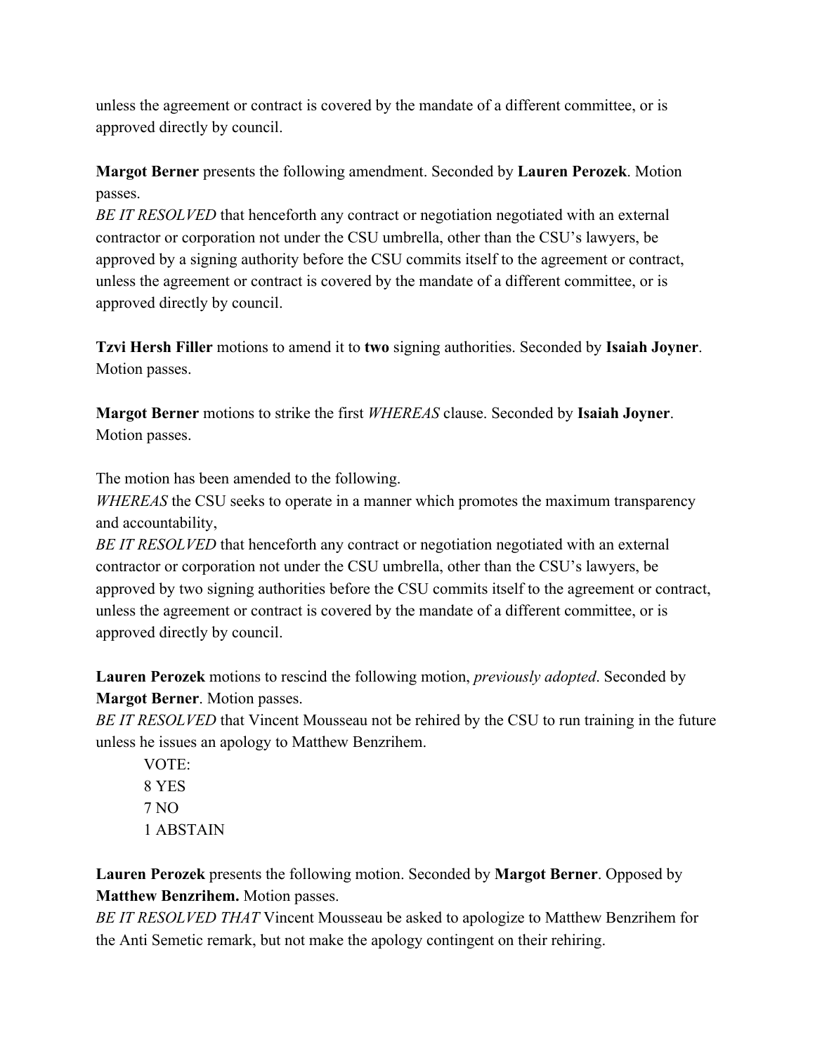unless the agreement or contract is covered by the mandate of a different committee, or is approved directly by council.

**Margot Berner** presents the following amendment. Seconded by **Lauren Perozek**. Motion passes.

*BE IT RESOLVED* that henceforth any contract or negotiation negotiated with an external contractor or corporation not under the CSU umbrella, other than the CSU's lawyers, be approved by a signing authority before the CSU commits itself to the agreement or contract, unless the agreement or contract is covered by the mandate of a different committee, or is approved directly by council.

**Tzvi Hersh Filler** motions to amend it to **two** signing authorities. Seconded by **Isaiah Joyner**. Motion passes.

**Margot Berner** motions to strike the first *WHEREAS* clause. Seconded by **Isaiah Joyner**. Motion passes.

The motion has been amended to the following.

*WHEREAS* the CSU seeks to operate in a manner which promotes the maximum transparency and accountability,

*BE IT RESOLVED* that henceforth any contract or negotiation negotiated with an external contractor or corporation not under the CSU umbrella, other than the CSU's lawyers, be approved by two signing authorities before the CSU commits itself to the agreement or contract, unless the agreement or contract is covered by the mandate of a different committee, or is approved directly by council.

**Lauren Perozek** motions to rescind the following motion, *previously adopted*. Seconded by **Margot Berner**. Motion passes.

*BE IT RESOLVED* that Vincent Mousseau not be rehired by the CSU to run training in the future unless he issues an apology to Matthew Benzrihem.

VOTE:
8 YES
7 NO
1 ABSTAIN

**Lauren Perozek** presents the following motion. Seconded by **Margot Berner**. Opposed by **Matthew Benzrihem.** Motion passes.

*BE IT RESOLVED THAT* Vincent Mousseau be asked to apologize to Matthew Benzrihem for the Anti Semetic remark, but not make the apology contingent on their rehiring.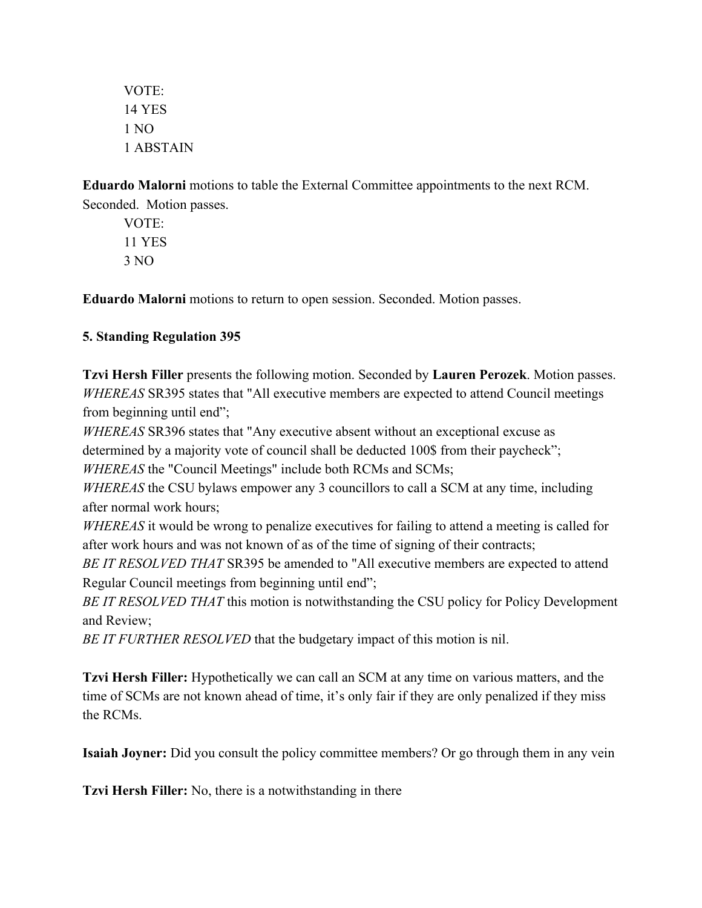VOTE:
14 YES
1 NO
1 ABSTAIN

**Eduardo Malorni** motions to table the External Committee appointments to the next RCM. Seconded. Motion passes.

VOTE:
11 YES
3 NO

**Eduardo Malorni** motions to return to open session. Seconded. Motion passes.

**5. Standing Regulation 395**

**Tzvi Hersh Filler** presents the following motion. Seconded by **Lauren Perozek**. Motion passes.
*WHEREAS* SR395 states that "All executive members are expected to attend Council meetings from beginning until end";
*WHEREAS* SR396 states that "Any executive absent without an exceptional excuse as determined by a majority vote of council shall be deducted 100$ from their paycheck";
*WHEREAS* the "Council Meetings" include both RCMs and SCMs;
*WHEREAS* the CSU bylaws empower any 3 councillors to call a SCM at any time, including after normal work hours;
*WHEREAS* it would be wrong to penalize executives for failing to attend a meeting is called for after work hours and was not known of as of the time of signing of their contracts;
*BE IT RESOLVED THAT* SR395 be amended to "All executive members are expected to attend Regular Council meetings from beginning until end";
*BE IT RESOLVED THAT* this motion is notwithstanding the CSU policy for Policy Development and Review;
*BE IT FURTHER RESOLVED* that the budgetary impact of this motion is nil.

**Tzvi Hersh Filler:** Hypothetically we can call an SCM at any time on various matters, and the time of SCMs are not known ahead of time, it's only fair if they are only penalized if they miss the RCMs.

**Isaiah Joyner:** Did you consult the policy committee members? Or go through them in any vein

**Tzvi Hersh Filler:** No, there is a notwithstanding in there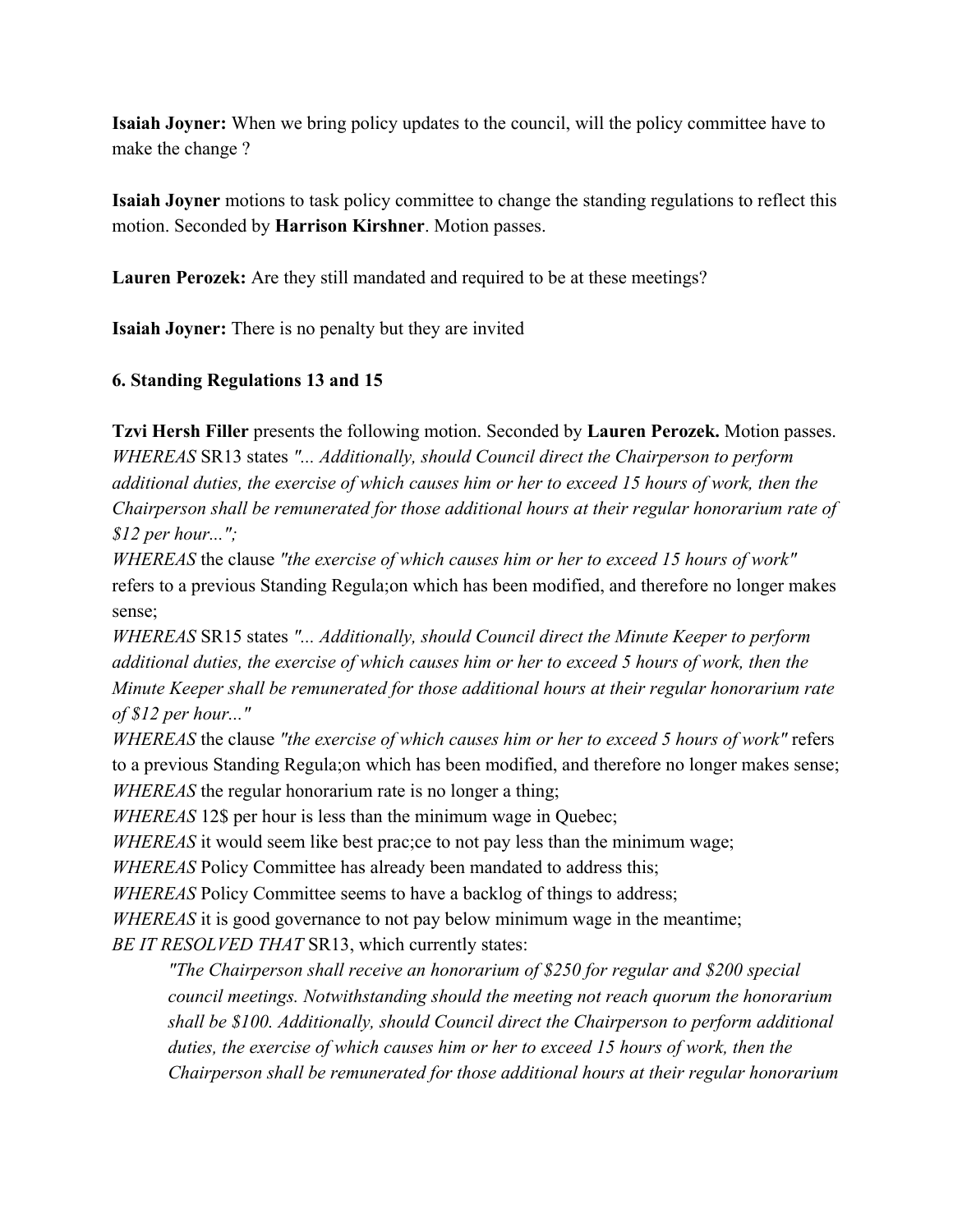**Isaiah Joyner:** When we bring policy updates to the council, will the policy committee have to make the change ?

**Isaiah Joyner** motions to task policy committee to change the standing regulations to reflect this motion. Seconded by **Harrison Kirshner**. Motion passes.

**Lauren Perozek:** Are they still mandated and required to be at these meetings?

**Isaiah Joyner:** There is no penalty but they are invited

**6. Standing Regulations 13 and 15**

**Tzvi Hersh Filler** presents the following motion. Seconded by **Lauren Perozek.** Motion passes.

*WHEREAS* SR13 states *"... Additionally, should Council direct the Chairperson to perform additional duties, the exercise of which causes him or her to exceed 15 hours of work, then the Chairperson shall be remunerated for those additional hours at their regular honorarium rate of $12 per hour...";*

*WHEREAS* the clause *"the exercise of which causes him or her to exceed 15 hours of work"* refers to a previous Standing Regula;on which has been modified, and therefore no longer makes sense;

*WHEREAS* SR15 states *"... Additionally, should Council direct the Minute Keeper to perform additional duties, the exercise of which causes him or her to exceed 5 hours of work, then the Minute Keeper shall be remunerated for those additional hours at their regular honorarium rate of $12 per hour..."*

*WHEREAS* the clause *"the exercise of which causes him or her to exceed 5 hours of work"* refers to a previous Standing Regula;on which has been modified, and therefore no longer makes sense;

*WHEREAS* the regular honorarium rate is no longer a thing;

*WHEREAS* 12$ per hour is less than the minimum wage in Quebec;

*WHEREAS* it would seem like best prac;ce to not pay less than the minimum wage;

*WHEREAS* Policy Committee has already been mandated to address this;

*WHEREAS* Policy Committee seems to have a backlog of things to address;

*WHEREAS* it is good governance to not pay below minimum wage in the meantime;

*BE IT RESOLVED THAT* SR13, which currently states:

> *"The Chairperson shall receive an honorarium of $250 for regular and $200 special council meetings. Notwithstanding should the meeting not reach quorum the honorarium shall be $100. Additionally, should Council direct the Chairperson to perform additional duties, the exercise of which causes him or her to exceed 15 hours of work, then the Chairperson shall be remunerated for those additional hours at their regular honorarium*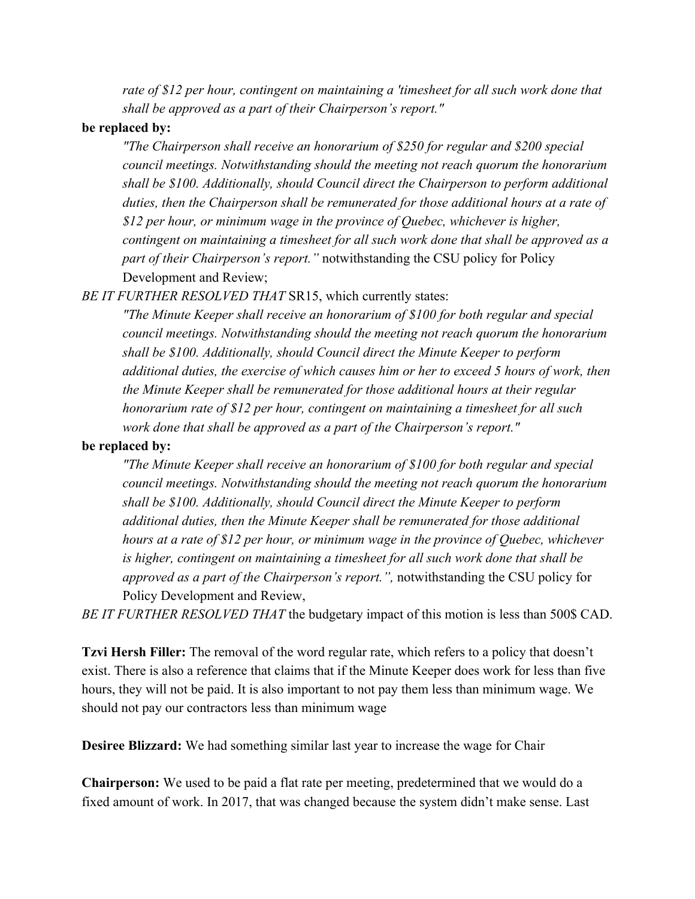*rate of $12 per hour, contingent on maintaining a 'timesheet for all such work done that shall be approved as a part of their Chairperson's report."*

**be replaced by:**

*"The Chairperson shall receive an honorarium of $250 for regular and $200 special council meetings. Notwithstanding should the meeting not reach quorum the honorarium shall be $100. Additionally, should Council direct the Chairperson to perform additional duties, then the Chairperson shall be remunerated for those additional hours at a rate of $12 per hour, or minimum wage in the province of Quebec, whichever is higher, contingent on maintaining a timesheet for all such work done that shall be approved as a part of their Chairperson's report."* notwithstanding the CSU policy for Policy Development and Review;

*BE IT FURTHER RESOLVED THAT* SR15, which currently states:

*"The Minute Keeper shall receive an honorarium of $100 for both regular and special council meetings. Notwithstanding should the meeting not reach quorum the honorarium shall be $100. Additionally, should Council direct the Minute Keeper to perform additional duties, the exercise of which causes him or her to exceed 5 hours of work, then the Minute Keeper shall be remunerated for those additional hours at their regular honorarium rate of $12 per hour, contingent on maintaining a timesheet for all such work done that shall be approved as a part of the Chairperson's report."*

**be replaced by:**

*"The Minute Keeper shall receive an honorarium of $100 for both regular and special council meetings. Notwithstanding should the meeting not reach quorum the honorarium shall be $100. Additionally, should Council direct the Minute Keeper to perform additional duties, then the Minute Keeper shall be remunerated for those additional hours at a rate of $12 per hour, or minimum wage in the province of Quebec, whichever is higher, contingent on maintaining a timesheet for all such work done that shall be approved as a part of the Chairperson's report.",* notwithstanding the CSU policy for Policy Development and Review,

*BE IT FURTHER RESOLVED THAT* the budgetary impact of this motion is less than 500$ CAD.

**Tzvi Hersh Filler:** The removal of the word regular rate, which refers to a policy that doesn't exist. There is also a reference that claims that if the Minute Keeper does work for less than five hours, they will not be paid. It is also important to not pay them less than minimum wage. We should not pay our contractors less than minimum wage

**Desiree Blizzard:** We had something similar last year to increase the wage for Chair

**Chairperson:** We used to be paid a flat rate per meeting, predetermined that we would do a fixed amount of work. In 2017, that was changed because the system didn't make sense. Last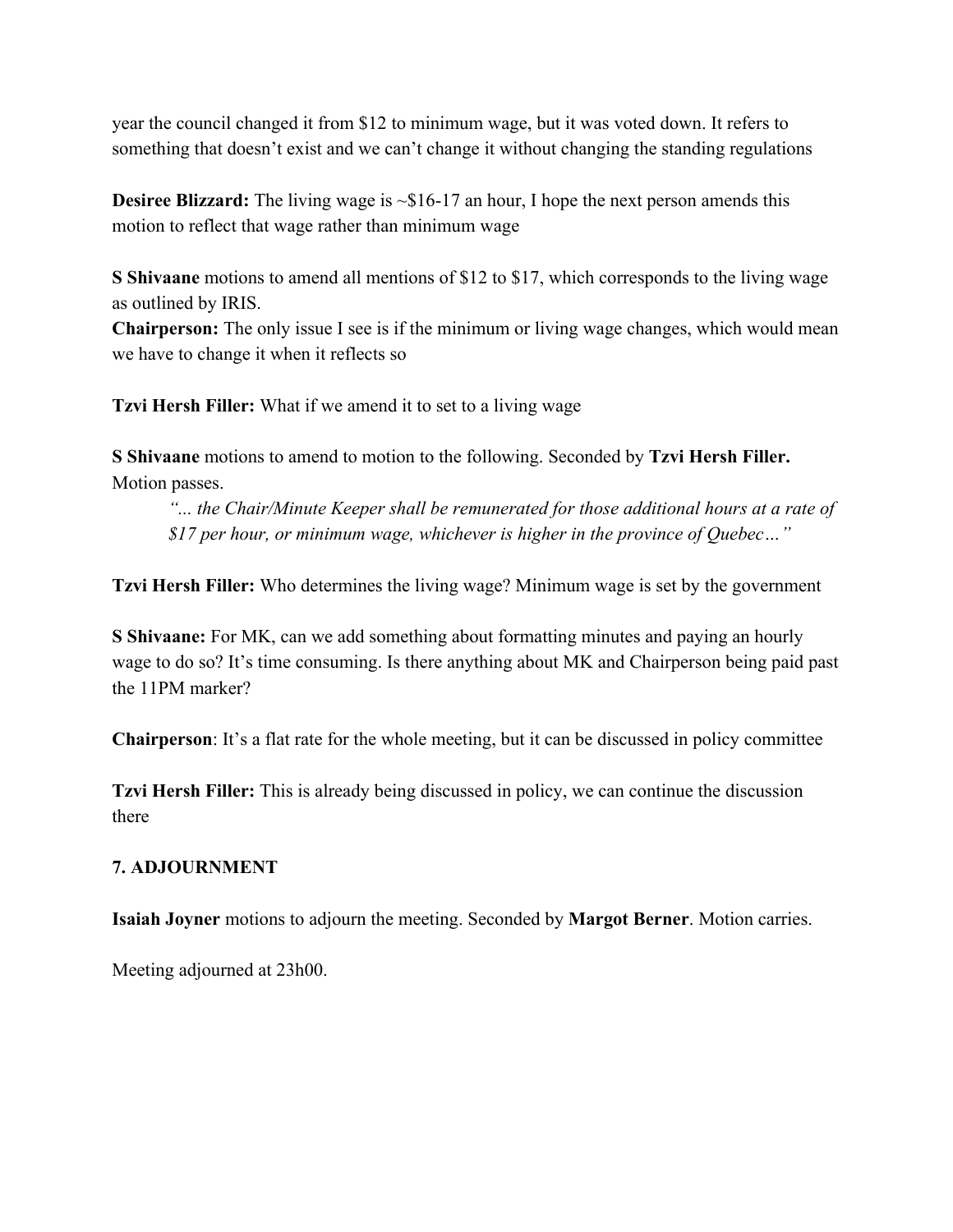year the council changed it from $12 to minimum wage, but it was voted down. It refers to something that doesn't exist and we can't change it without changing the standing regulations

**Desiree Blizzard:** The living wage is ~$16-17 an hour, I hope the next person amends this motion to reflect that wage rather than minimum wage

**S Shivaane** motions to amend all mentions of $12 to $17, which corresponds to the living wage as outlined by IRIS.
**Chairperson:** The only issue I see is if the minimum or living wage changes, which would mean we have to change it when it reflects so

**Tzvi Hersh Filler:** What if we amend it to set to a living wage

**S Shivaane** motions to amend to motion to the following. Seconded by **Tzvi Hersh Filler.** Motion passes.

> *"... the Chair/Minute Keeper shall be remunerated for those additional hours at a rate of $17 per hour, or minimum wage, whichever is higher in the province of Quebec…"*

**Tzvi Hersh Filler:** Who determines the living wage? Minimum wage is set by the government

**S Shivaane:** For MK, can we add something about formatting minutes and paying an hourly wage to do so? It's time consuming. Is there anything about MK and Chairperson being paid past the 11PM marker?

**Chairperson**: It's a flat rate for the whole meeting, but it can be discussed in policy committee

**Tzvi Hersh Filler:** This is already being discussed in policy, we can continue the discussion there

## 7. ADJOURNMENT

**Isaiah Joyner** motions to adjourn the meeting. Seconded by **Margot Berner**. Motion carries.

Meeting adjourned at 23h00.